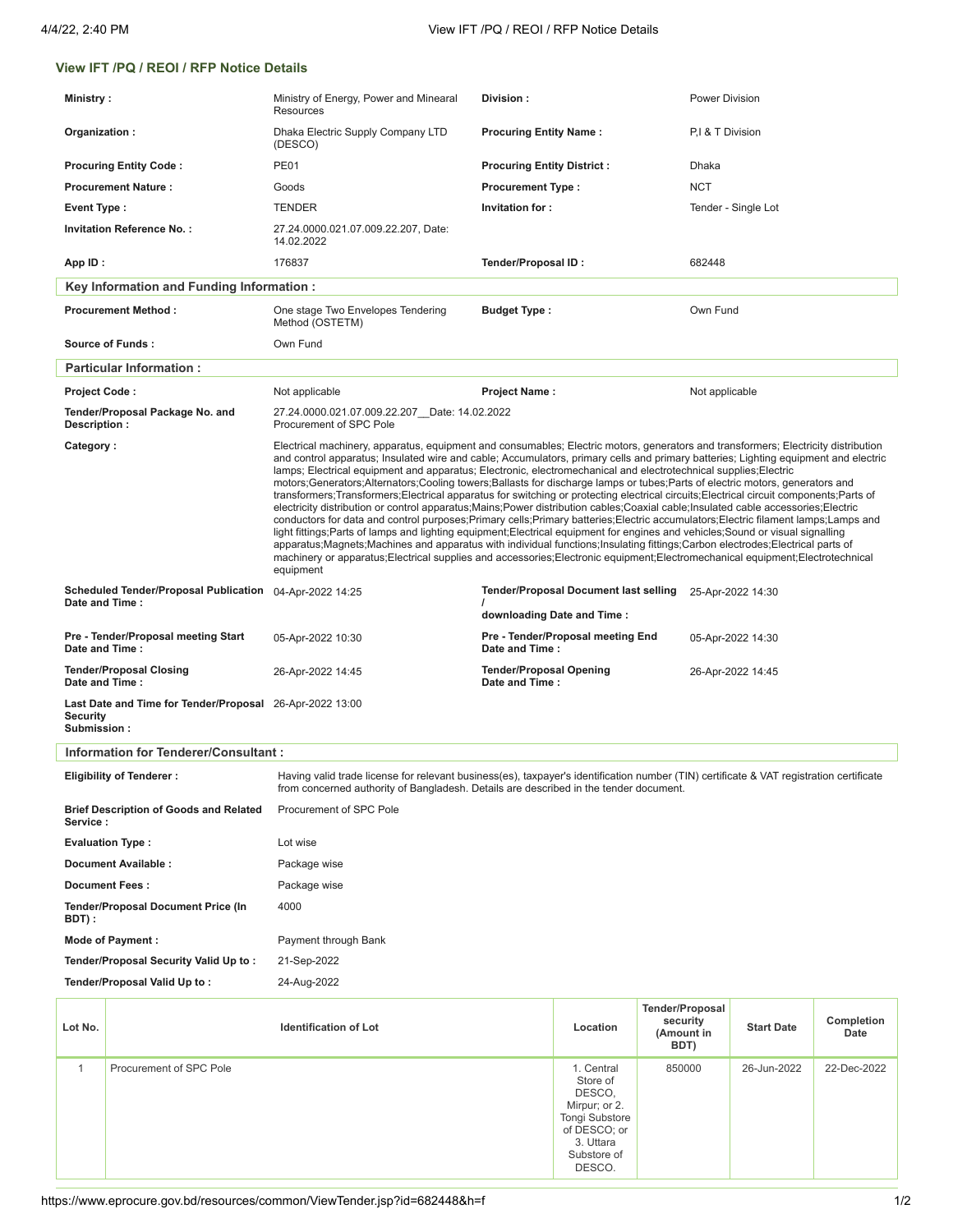## View IFT /PQ / REOI / RFP Notice Details

| | | | |
|---|---|---|---|
| **Ministry :** | Ministry of Energy, Power and Minearal Resources | **Division :** | Power Division |
| **Organization :** | Dhaka Electric Supply Company LTD (DESCO) | **Procuring Entity Name :** | P,I & T Division |
| **Procuring Entity Code :** | PE01 | **Procuring Entity District :** | Dhaka |
| **Procurement Nature :** | Goods | **Procurement Type :** | NCT |
| **Event Type :** | TENDER | **Invitation for :** | Tender - Single Lot |
| **Invitation Reference No. :** | 27.24.0000.021.07.009.22.207, Date: 14.02.2022 | | |
| **App ID :** | 176837 | **Tender/Proposal ID :** | 682448 |

### Key Information and Funding Information :

| | | | |
|---|---|---|---|
| **Procurement Method :** | One stage Two Envelopes Tendering Method (OSTETM) | **Budget Type :** | Own Fund |
| **Source of Funds :** | Own Fund | | |

### Particular Information :

| | | | |
|---|---|---|---|
| **Project Code :** | Not applicable | **Project Name :** | Not applicable |
| **Tender/Proposal Package No. and Description :** | 27.24.0000.021.07.009.22.207__Date: 14.02.2022 Procurement of SPC Pole | | |
| **Category :** | Electrical machinery, apparatus, equipment and consumables; Electric motors, generators and transformers; Electricity distribution and control apparatus; Insulated wire and cable; Accumulators, primary cells and primary batteries; Lighting equipment and electric lamps; Electrical equipment and apparatus; Electronic, electromechanical and electrotechnical supplies;Electric motors;Generators;Alternators;Cooling towers;Ballasts for discharge lamps or tubes;Parts of electric motors, generators and transformers;Transformers;Electrical apparatus for switching or protecting electrical circuits;Electrical circuit components;Parts of electricity distribution or control apparatus;Mains;Power distribution cables;Coaxial cable;Insulated cable accessories;Electric conductors for data and control purposes;Primary cells;Primary batteries;Electric accumulators;Electric filament lamps;Lamps and light fittings;Parts of lamps and lighting equipment;Electrical equipment for engines and vehicles;Sound or visual signalling apparatus;Magnets;Machines and apparatus with individual functions;Insulating fittings;Carbon electrodes;Electrical parts of machinery or apparatus;Electrical supplies and accessories;Electronic equipment;Electromechanical equipment;Electrotechnical equipment | | |
| **Scheduled Tender/Proposal Publication Date and Time :** | 04-Apr-2022 14:25 | **Tender/Proposal Document last selling / downloading Date and Time :** | 25-Apr-2022 14:30 |
| **Pre - Tender/Proposal meeting Start Date and Time :** | 05-Apr-2022 10:30 | **Pre - Tender/Proposal meeting End Date and Time :** | 05-Apr-2022 14:30 |
| **Tender/Proposal Closing Date and Time :** | 26-Apr-2022 14:45 | **Tender/Proposal Opening Date and Time :** | 26-Apr-2022 14:45 |
| **Last Date and Time for Tender/Proposal Security Submission :** | 26-Apr-2022 13:00 | | |

### Information for Tenderer/Consultant :

| | |
|---|---|
| **Eligibility of Tenderer :** | Having valid trade license for relevant business(es), taxpayer's identification number (TIN) certificate & VAT registration certificate from concerned authority of Bangladesh. Details are described in the tender document. |
| **Brief Description of Goods and Related Service :** | Procurement of SPC Pole |
| **Evaluation Type :** | Lot wise |
| **Document Available :** | Package wise |
| **Document Fees :** | Package wise |
| **Tender/Proposal Document Price (In BDT) :** | 4000 |
| **Mode of Payment :** | Payment through Bank |
| **Tender/Proposal Security Valid Up to :** | 21-Sep-2022 |
| **Tender/Proposal Valid Up to :** | 24-Aug-2022 |

| Lot No. | Identification of Lot | Location | Tender/Proposal security (Amount in BDT) | Start Date | Completion Date |
|---|---|---|---|---|---|
| 1 | Procurement of SPC Pole | 1. Central Store of DESCO, Mirpur; or 2. Tongi Substore of DESCO; or 3. Uttara Substore of DESCO. | 850000 | 26-Jun-2022 | 22-Dec-2022 |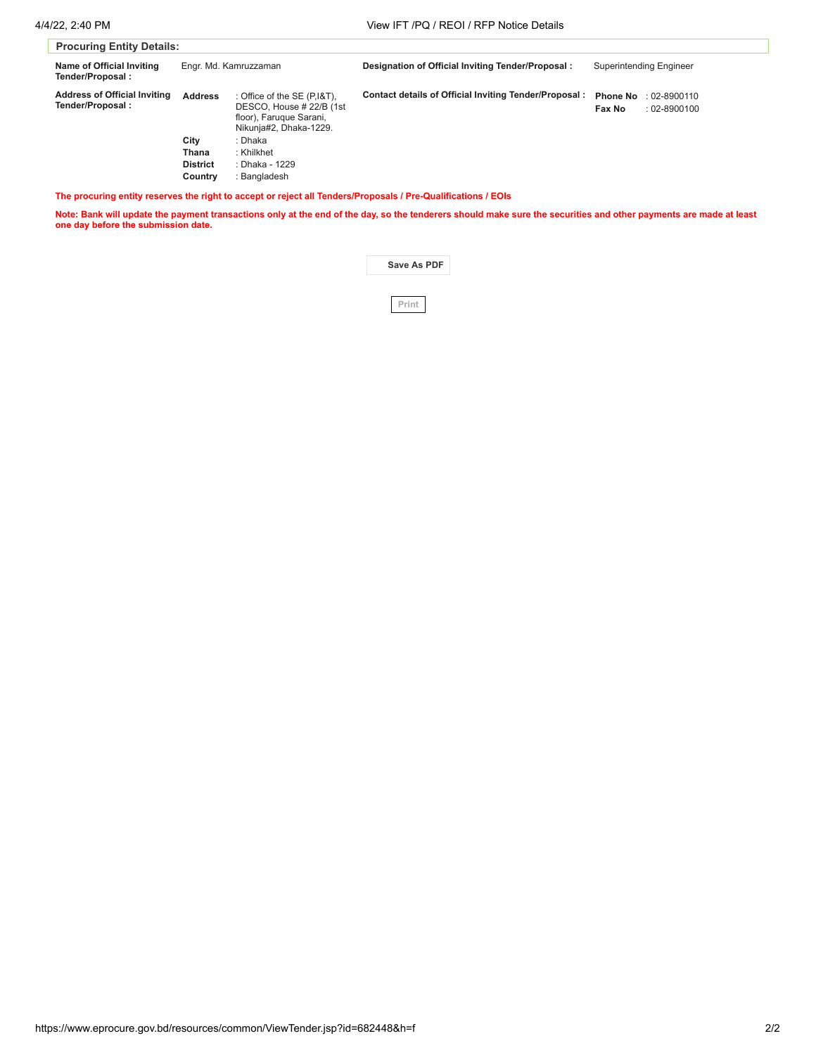## Procuring Entity Details:

| | | | |
|---|---|---|---|
| **Name of Official Inviting Tender/Proposal :** | Engr. Md. Kamruzzaman | **Designation of Official Inviting Tender/Proposal :** | Superintending Engineer |
| **Address of Official Inviting Tender/Proposal :** | **Address** : Office of the SE (P,I&T), DESCO, House # 22/B (1st floor), Faruque Sarani, Nikunja#2, Dhaka-1229.<br>**City** : Dhaka<br>**Thana** : Khilkhet<br>**District** : Dhaka - 1229<br>**Country** : Bangladesh | **Contact details of Official Inviting Tender/Proposal :** | **Phone No** : 02-8900110<br>**Fax No** : 02-8900100 |

**The procuring entity reserves the right to accept or reject all Tenders/Proposals / Pre-Qualifications / EOIs**

**Note: Bank will update the payment transactions only at the end of the day, so the tenderers should make sure the securities and other payments are made at least one day before the submission date.**

Save As PDF

Print